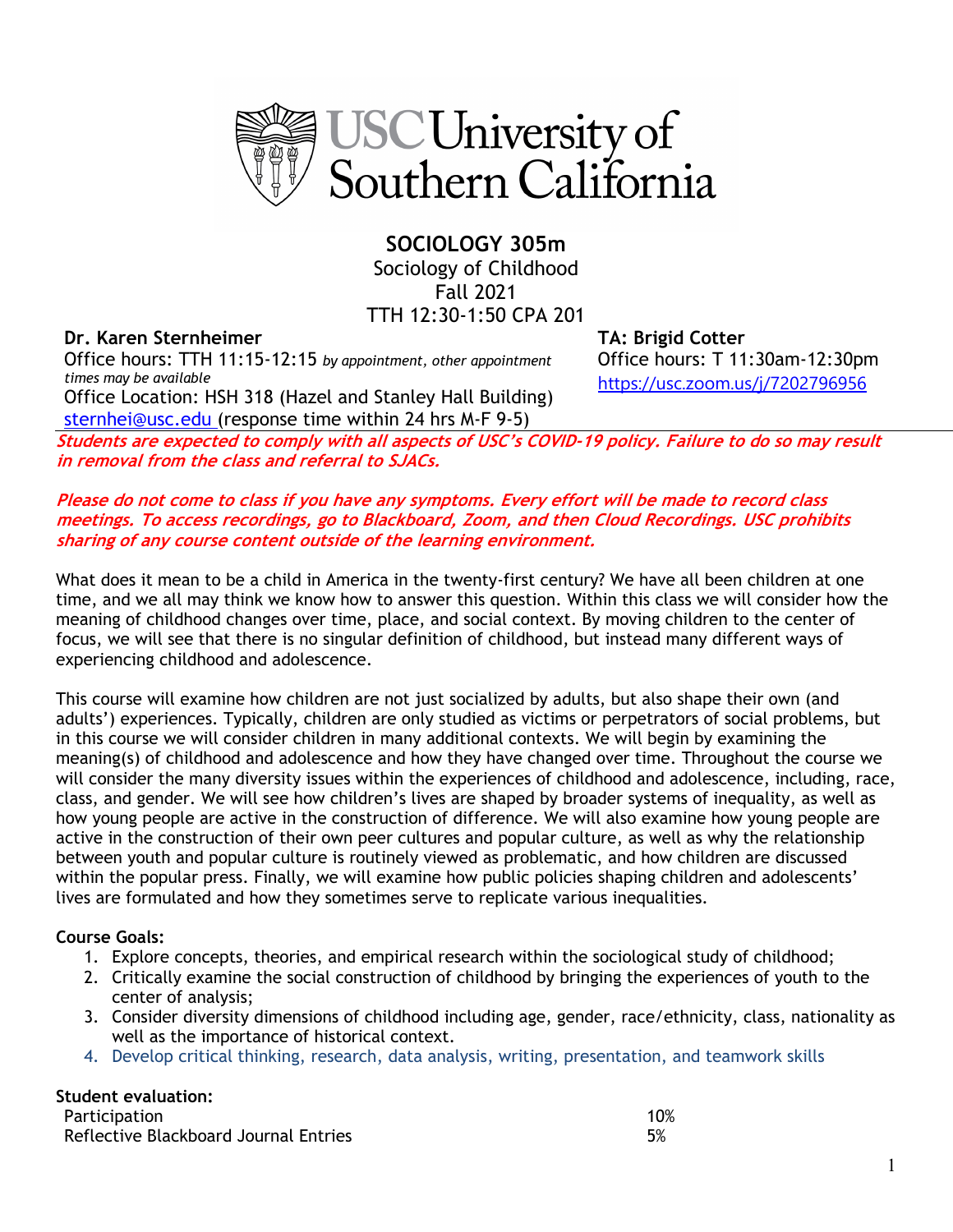# SOCIOLOGY 305m

Sociology of Childhood
Fall 2021
TTH 12:30-1:50 CPA 201

**Dr. Karen Sternheimer**
Office hours: TTH 11:15-12:15 *by appointment, other appointment times may be available*
Office Location: HSH 318 (Hazel and Stanley Hall Building)
sternhei@usc.edu (response time within 24 hrs M-F 9-5)

**TA: Brigid Cotter**
Office hours: T 11:30am-12:30pm
https://usc.zoom.us/j/7202796956

***Students are expected to comply with all aspects of USC's COVID-19 policy. Failure to do so may result in removal from the class and referral to SJACs.***

***Please do not come to class if you have any symptoms. Every effort will be made to record class meetings. To access recordings, go to Blackboard, Zoom, and then Cloud Recordings. USC prohibits sharing of any course content outside of the learning environment.***

What does it mean to be a child in America in the twenty-first century? We have all been children at one time, and we all may think we know how to answer this question. Within this class we will consider how the meaning of childhood changes over time, place, and social context. By moving children to the center of focus, we will see that there is no singular definition of childhood, but instead many different ways of experiencing childhood and adolescence.

This course will examine how children are not just socialized by adults, but also shape their own (and adults') experiences. Typically, children are only studied as victims or perpetrators of social problems, but in this course we will consider children in many additional contexts. We will begin by examining the meaning(s) of childhood and adolescence and how they have changed over time. Throughout the course we will consider the many diversity issues within the experiences of childhood and adolescence, including, race, class, and gender. We will see how children's lives are shaped by broader systems of inequality, as well as how young people are active in the construction of difference. We will also examine how young people are active in the construction of their own peer cultures and popular culture, as well as why the relationship between youth and popular culture is routinely viewed as problematic, and how children are discussed within the popular press. Finally, we will examine how public policies shaping children and adolescents' lives are formulated and how they sometimes serve to replicate various inequalities.

**Course Goals:**

1. Explore concepts, theories, and empirical research within the sociological study of childhood;
2. Critically examine the social construction of childhood by bringing the experiences of youth to the center of analysis;
3. Consider diversity dimensions of childhood including age, gender, race/ethnicity, class, nationality as well as the importance of historical context.
4. Develop critical thinking, research, data analysis, writing, presentation, and teamwork skills

**Student evaluation:**

| | |
|---|---|
| Participation | 10% |
| Reflective Blackboard Journal Entries | 5% |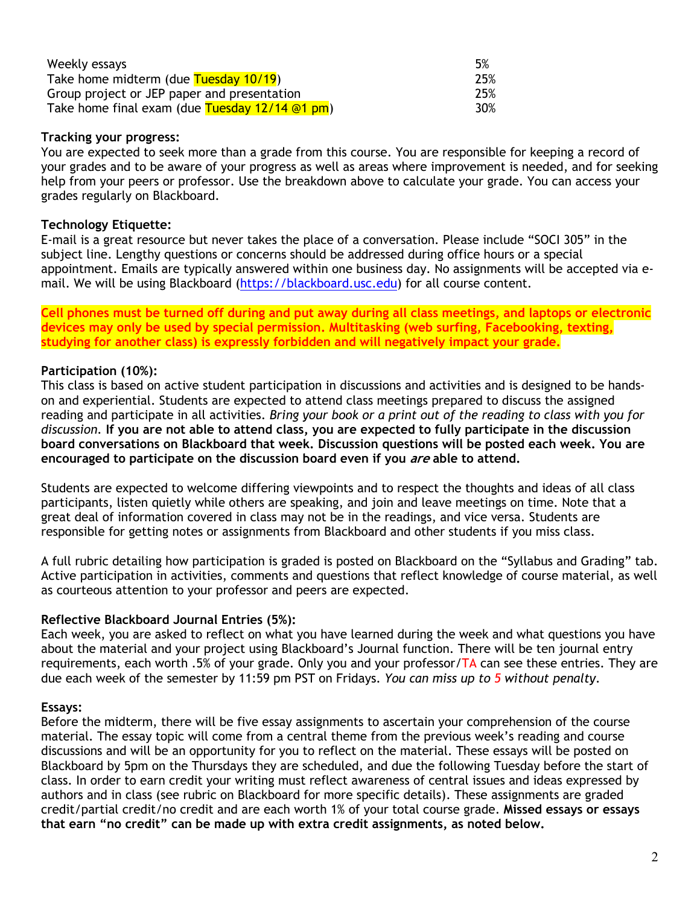| | |
|---|---|
| Weekly essays | 5% |
| Take home midterm (due Tuesday 10/19) | 25% |
| Group project or JEP paper and presentation | 25% |
| Take home final exam (due Tuesday 12/14 @1 pm) | 30% |

**Tracking your progress:**
You are expected to seek more than a grade from this course. You are responsible for keeping a record of your grades and to be aware of your progress as well as areas where improvement is needed, and for seeking help from your peers or professor. Use the breakdown above to calculate your grade. You can access your grades regularly on Blackboard.

**Technology Etiquette:**
E-mail is a great resource but never takes the place of a conversation. Please include "SOCI 305" in the subject line. Lengthy questions or concerns should be addressed during office hours or a special appointment. Emails are typically answered within one business day. No assignments will be accepted via e-mail. We will be using Blackboard (https://blackboard.usc.edu) for all course content.

**Cell phones must be turned off during and put away during all class meetings, and laptops or electronic devices may only be used by special permission. Multitasking (web surfing, Facebooking, texting, studying for another class) is expressly forbidden and will negatively impact your grade.**

**Participation (10%):**
This class is based on active student participation in discussions and activities and is designed to be hands-on and experiential. Students are expected to attend class meetings prepared to discuss the assigned reading and participate in all activities. *Bring your book or a print out of the reading to class with you for discussion.* **If you are not able to attend class, you are expected to fully participate in the discussion board conversations on Blackboard that week. Discussion questions will be posted each week. You are encouraged to participate on the discussion board even if you *are* able to attend.**

Students are expected to welcome differing viewpoints and to respect the thoughts and ideas of all class participants, listen quietly while others are speaking, and join and leave meetings on time. Note that a great deal of information covered in class may not be in the readings, and vice versa. Students are responsible for getting notes or assignments from Blackboard and other students if you miss class.

A full rubric detailing how participation is graded is posted on Blackboard on the "Syllabus and Grading" tab. Active participation in activities, comments and questions that reflect knowledge of course material, as well as courteous attention to your professor and peers are expected.

**Reflective Blackboard Journal Entries (5%):**
Each week, you are asked to reflect on what you have learned during the week and what questions you have about the material and your project using Blackboard's Journal function. There will be ten journal entry requirements, each worth .5% of your grade. Only you and your professor/TA can see these entries. They are due each week of the semester by 11:59 pm PST on Fridays. *You can miss up to 5 without penalty.*

**Essays:**
Before the midterm, there will be five essay assignments to ascertain your comprehension of the course material. The essay topic will come from a central theme from the previous week's reading and course discussions and will be an opportunity for you to reflect on the material. These essays will be posted on Blackboard by 5pm on the Thursdays they are scheduled, and due the following Tuesday before the start of class. In order to earn credit your writing must reflect awareness of central issues and ideas expressed by authors and in class (see rubric on Blackboard for more specific details). These assignments are graded credit/partial credit/no credit and are each worth 1% of your total course grade. **Missed essays or essays that earn "no credit" can be made up with extra credit assignments, as noted below.**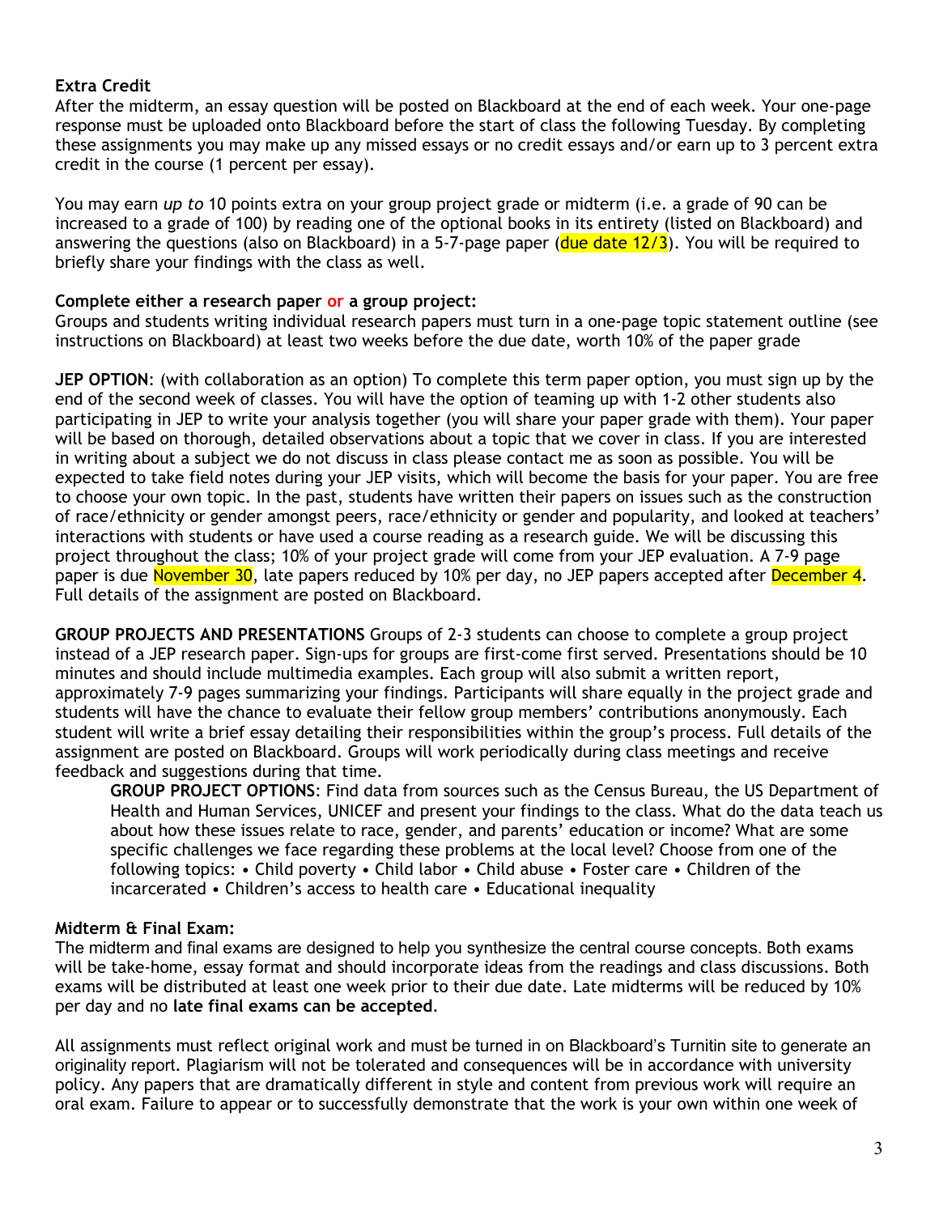**Extra Credit**

After the midterm, an essay question will be posted on Blackboard at the end of each week. Your one-page response must be uploaded onto Blackboard before the start of class the following Tuesday. By completing these assignments you may make up any missed essays or no credit essays and/or earn up to 3 percent extra credit in the course (1 percent per essay).

You may earn *up to* 10 points extra on your group project grade or midterm (i.e. a grade of 90 can be increased to a grade of 100) by reading one of the optional books in its entirety (listed on Blackboard) and answering the questions (also on Blackboard) in a 5-7-page paper (due date 12/3). You will be required to briefly share your findings with the class as well.

**Complete either a research paper or a group project:**

Groups and students writing individual research papers must turn in a one-page topic statement outline (see instructions on Blackboard) at least two weeks before the due date, worth 10% of the paper grade

**JEP OPTION**: (with collaboration as an option) To complete this term paper option, you must sign up by the end of the second week of classes. You will have the option of teaming up with 1-2 other students also participating in JEP to write your analysis together (you will share your paper grade with them). Your paper will be based on thorough, detailed observations about a topic that we cover in class. If you are interested in writing about a subject we do not discuss in class please contact me as soon as possible. You will be expected to take field notes during your JEP visits, which will become the basis for your paper. You are free to choose your own topic. In the past, students have written their papers on issues such as the construction of race/ethnicity or gender amongst peers, race/ethnicity or gender and popularity, and looked at teachers' interactions with students or have used a course reading as a research guide. We will be discussing this project throughout the class; 10% of your project grade will come from your JEP evaluation. A 7-9 page paper is due November 30, late papers reduced by 10% per day, no JEP papers accepted after December 4. Full details of the assignment are posted on Blackboard.

**GROUP PROJECTS AND PRESENTATIONS** Groups of 2-3 students can choose to complete a group project instead of a JEP research paper. Sign-ups for groups are first-come first served. Presentations should be 10 minutes and should include multimedia examples. Each group will also submit a written report, approximately 7-9 pages summarizing your findings. Participants will share equally in the project grade and students will have the chance to evaluate their fellow group members' contributions anonymously. Each student will write a brief essay detailing their responsibilities within the group's process. Full details of the assignment are posted on Blackboard. Groups will work periodically during class meetings and receive feedback and suggestions during that time.

> **GROUP PROJECT OPTIONS**: Find data from sources such as the Census Bureau, the US Department of Health and Human Services, UNICEF and present your findings to the class. What do the data teach us about how these issues relate to race, gender, and parents' education or income? What are some specific challenges we face regarding these problems at the local level? Choose from one of the following topics: • Child poverty • Child labor • Child abuse • Foster care • Children of the incarcerated • Children's access to health care • Educational inequality

**Midterm & Final Exam:**

The midterm and final exams are designed to help you synthesize the central course concepts. Both exams will be take-home, essay format and should incorporate ideas from the readings and class discussions. Both exams will be distributed at least one week prior to their due date. Late midterms will be reduced by 10% per day and no **late final exams can be accepted**.

All assignments must reflect original work and must be turned in on Blackboard's Turnitin site to generate an originality report. Plagiarism will not be tolerated and consequences will be in accordance with university policy. Any papers that are dramatically different in style and content from previous work will require an oral exam. Failure to appear or to successfully demonstrate that the work is your own within one week of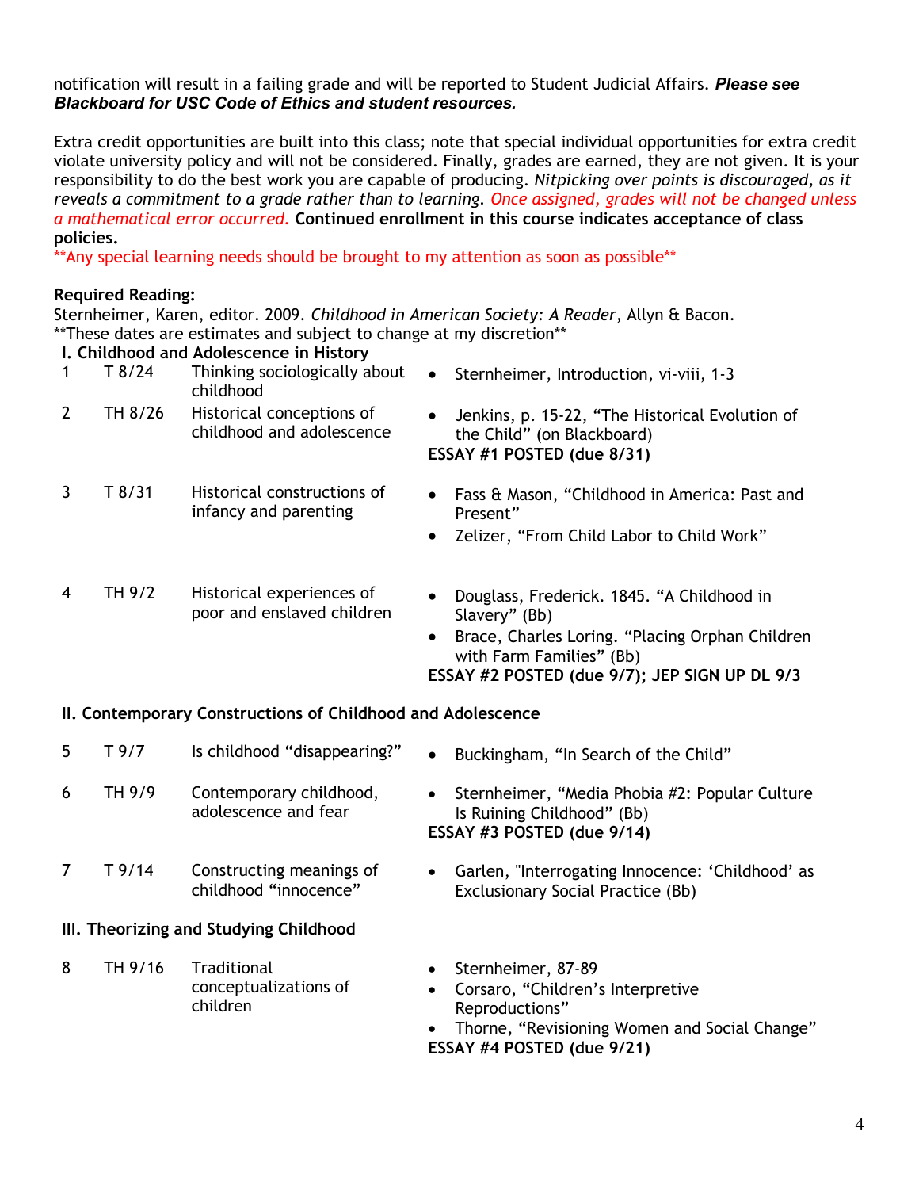notification will result in a failing grade and will be reported to Student Judicial Affairs. ***Please see Blackboard for USC Code of Ethics and student resources.***

Extra credit opportunities are built into this class; note that special individual opportunities for extra credit violate university policy and will not be considered. Finally, grades are earned, they are not given. It is your responsibility to do the best work you are capable of producing. *Nitpicking over points is discouraged, as it reveals a commitment to a grade rather than to learning. Once assigned, grades will not be changed unless a mathematical error occurred.* **Continued enrollment in this course indicates acceptance of class policies.**

**Any special learning needs should be brought to my attention as soon as possible**

**Required Reading:**
Sternheimer, Karen, editor. 2009. *Childhood in American Society: A Reader*, Allyn & Bacon.
**These dates are estimates and subject to change at my discretion**

**I. Childhood and Adolescence in History**

| | | | |
|---|---|---|---|
| 1 | T 8/24 | Thinking sociologically about childhood | • Sternheimer, Introduction, vi-viii, 1-3 |
| 2 | TH 8/26 | Historical conceptions of childhood and adolescence | • Jenkins, p. 15-22, "The Historical Evolution of the Child" (on Blackboard)<br>**ESSAY #1 POSTED (due 8/31)** |
| 3 | T 8/31 | Historical constructions of infancy and parenting | • Fass & Mason, "Childhood in America: Past and Present"<br>• Zelizer, "From Child Labor to Child Work" |
| 4 | TH 9/2 | Historical experiences of poor and enslaved children | • Douglass, Frederick. 1845. "A Childhood in Slavery" (Bb)<br>• Brace, Charles Loring. "Placing Orphan Children with Farm Families" (Bb)<br>**ESSAY #2 POSTED (due 9/7); JEP SIGN UP DL 9/3** |

**II. Contemporary Constructions of Childhood and Adolescence**

| | | | |
|---|---|---|---|
| 5 | T 9/7 | Is childhood "disappearing?" | • Buckingham, "In Search of the Child" |
| 6 | TH 9/9 | Contemporary childhood, adolescence and fear | • Sternheimer, "Media Phobia #2: Popular Culture Is Ruining Childhood" (Bb)<br>**ESSAY #3 POSTED (due 9/14)** |
| 7 | T 9/14 | Constructing meanings of childhood "innocence" | • Garlen, "Interrogating Innocence: 'Childhood' as Exclusionary Social Practice (Bb) |

**III. Theorizing and Studying Childhood**

| | | | |
|---|---|---|---|
| 8 | TH 9/16 | Traditional conceptualizations of children | • Sternheimer, 87-89<br>• Corsaro, "Children's Interpretive Reproductions"<br>• Thorne, "Revisioning Women and Social Change"<br>**ESSAY #4 POSTED (due 9/21)** |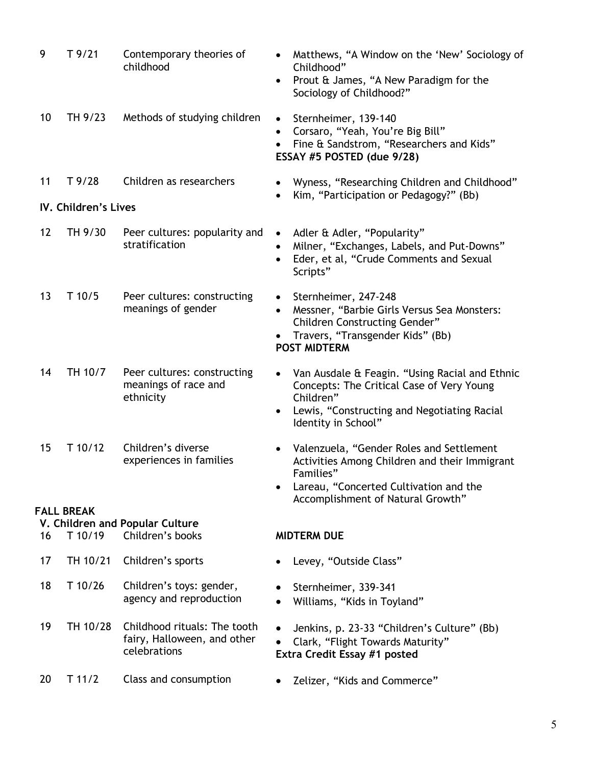| | | | |
|---|---|---|---|
| 9 | T 9/21 | Contemporary theories of childhood | • Matthews, "A Window on the 'New' Sociology of Childhood"<br>• Prout & James, "A New Paradigm for the Sociology of Childhood?" |
| 10 | TH 9/23 | Methods of studying children | • Sternheimer, 139-140<br>• Corsaro, "Yeah, You're Big Bill"<br>• Fine & Sandstrom, "Researchers and Kids"<br>**ESSAY #5 POSTED (due 9/28)** |
| 11 | T 9/28 | Children as researchers | • Wyness, "Researching Children and Childhood"<br>• Kim, "Participation or Pedagogy?" (Bb) |
| **IV. Children's Lives** | | | |
| 12 | TH 9/30 | Peer cultures: popularity and stratification | • Adler & Adler, "Popularity"<br>• Milner, "Exchanges, Labels, and Put-Downs"<br>• Eder, et al, "Crude Comments and Sexual Scripts" |
| 13 | T 10/5 | Peer cultures: constructing meanings of gender | • Sternheimer, 247-248<br>• Messner, "Barbie Girls Versus Sea Monsters: Children Constructing Gender"<br>• Travers, "Transgender Kids" (Bb)<br>**POST MIDTERM** |
| 14 | TH 10/7 | Peer cultures: constructing meanings of race and ethnicity | • Van Ausdale & Feagin. "Using Racial and Ethnic Concepts: The Critical Case of Very Young Children"<br>• Lewis, "Constructing and Negotiating Racial Identity in School" |
| 15 | T 10/12 | Children's diverse experiences in families | • Valenzuela, "Gender Roles and Settlement Activities Among Children and their Immigrant Families"<br>• Lareau, "Concerted Cultivation and the Accomplishment of Natural Growth" |
| **FALL BREAK** | | | |
| **V. Children and Popular Culture** | | | |
| 16 | T 10/19 | Children's books | **MIDTERM DUE** |
| 17 | TH 10/21 | Children's sports | • Levey, "Outside Class" |
| 18 | T 10/26 | Children's toys: gender, agency and reproduction | • Sternheimer, 339-341<br>• Williams, "Kids in Toyland" |
| 19 | TH 10/28 | Childhood rituals: The tooth fairy, Halloween, and other celebrations | • Jenkins, p. 23-33 "Children's Culture" (Bb)<br>• Clark, "Flight Towards Maturity"<br>**Extra Credit Essay #1 posted** |
| 20 | T 11/2 | Class and consumption | • Zelizer, "Kids and Commerce" |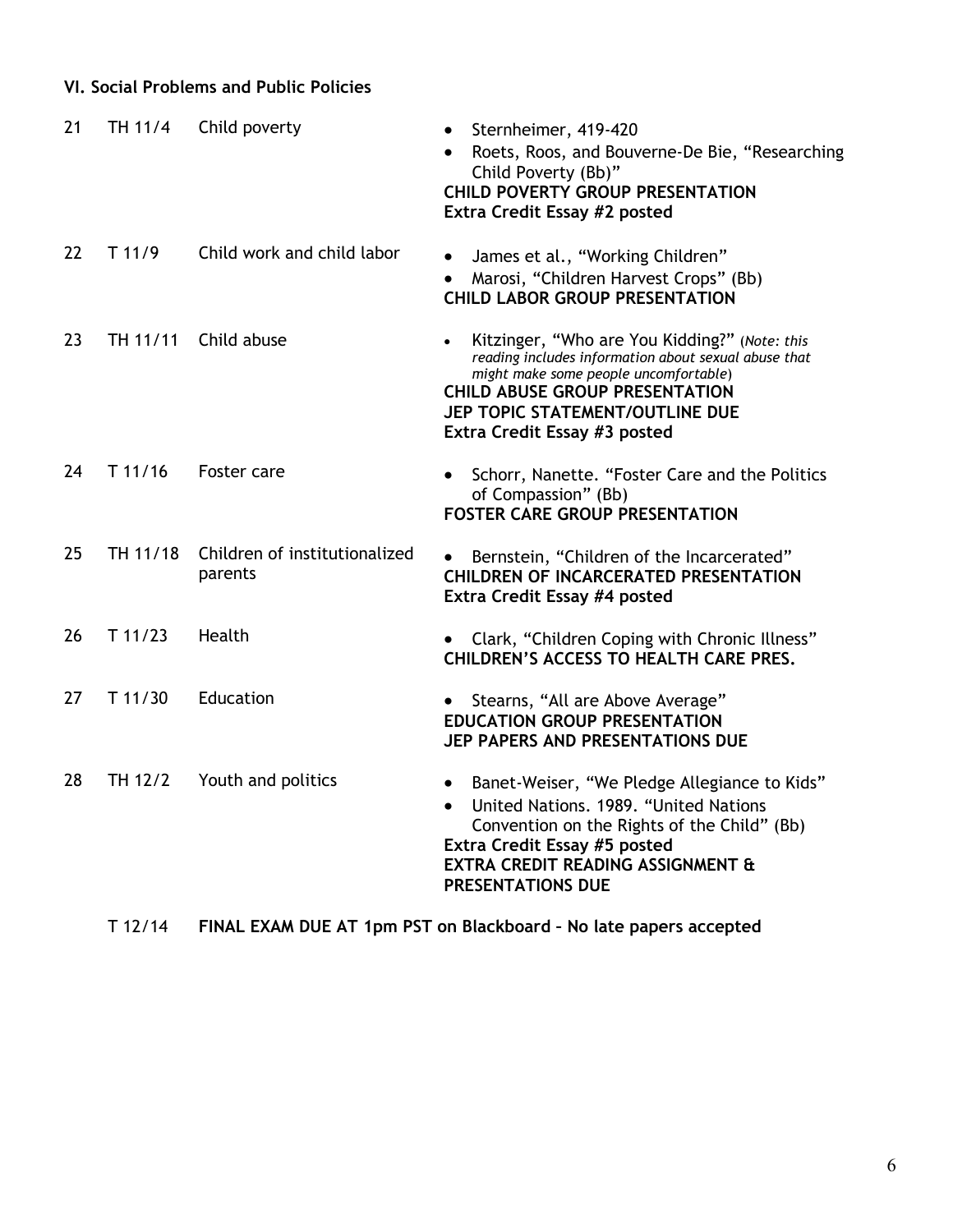### VI. Social Problems and Public Policies

| | | | |
|---|---|---|---|
| 21 | TH 11/4 | Child poverty | • Sternheimer, 419-420<br>• Roets, Roos, and Bouverne-De Bie, "Researching Child Poverty (Bb)"<br>**CHILD POVERTY GROUP PRESENTATION**<br>**Extra Credit Essay #2 posted** |
| 22 | T 11/9 | Child work and child labor | • James et al., "Working Children"<br>• Marosi, "Children Harvest Crops" (Bb)<br>**CHILD LABOR GROUP PRESENTATION** |
| 23 | TH 11/11 | Child abuse | • Kitzinger, "Who are You Kidding?" (*Note: this reading includes information about sexual abuse that might make some people uncomfortable*)<br>**CHILD ABUSE GROUP PRESENTATION**<br>**JEP TOPIC STATEMENT/OUTLINE DUE**<br>**Extra Credit Essay #3 posted** |
| 24 | T 11/16 | Foster care | • Schorr, Nanette. "Foster Care and the Politics of Compassion" (Bb)<br>**FOSTER CARE GROUP PRESENTATION** |
| 25 | TH 11/18 | Children of institutionalized parents | • Bernstein, "Children of the Incarcerated"<br>**CHILDREN OF INCARCERATED PRESENTATION**<br>**Extra Credit Essay #4 posted** |
| 26 | T 11/23 | Health | • Clark, "Children Coping with Chronic Illness"<br>**CHILDREN'S ACCESS TO HEALTH CARE PRES.** |
| 27 | T 11/30 | Education | • Stearns, "All are Above Average"<br>**EDUCATION GROUP PRESENTATION**<br>**JEP PAPERS AND PRESENTATIONS DUE** |
| 28 | TH 12/2 | Youth and politics | • Banet-Weiser, "We Pledge Allegiance to Kids"<br>• United Nations. 1989. "United Nations Convention on the Rights of the Child" (Bb)<br>**Extra Credit Essay #5 posted**<br>**EXTRA CREDIT READING ASSIGNMENT & PRESENTATIONS DUE** |
| | T 12/14 | **FINAL EXAM DUE AT 1pm PST on Blackboard – No late papers accepted** | |